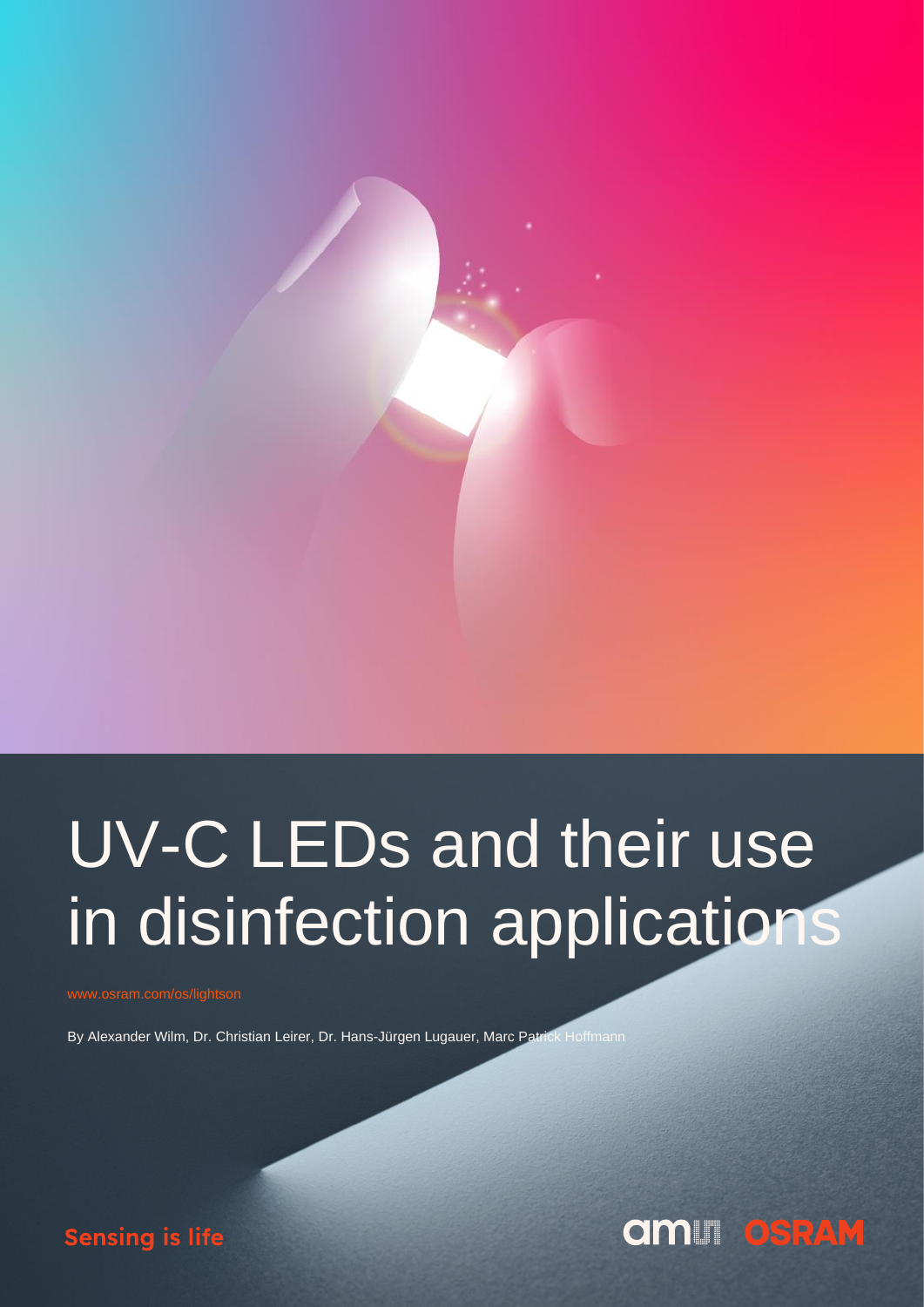# UV-C LEDs and their use in disinfection applications

www.osram.com/os/lightson

By Alexander Wilm, Dr. Christian Leirer, Dr. Hans-Jürgen Lugauer, Marc Patrick Hoffmann

Sensing is life

ams OSRAM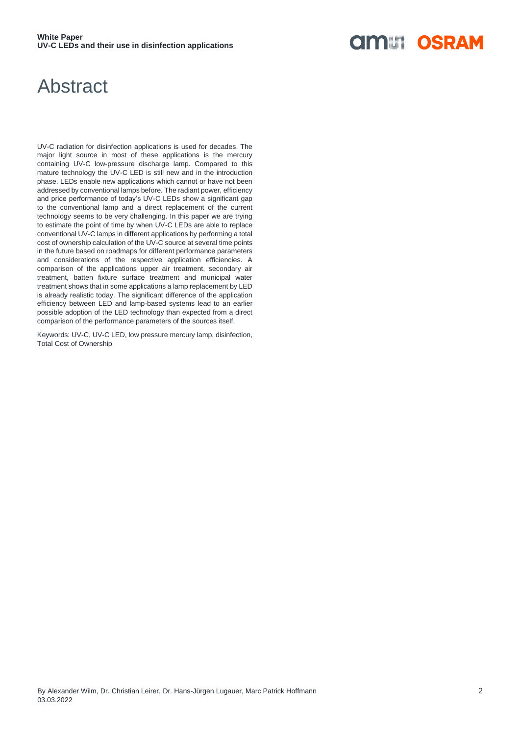# Abstract

UV-C radiation for disinfection applications is used for decades. The major light source in most of these applications is the mercury containing UV-C low-pressure discharge lamp. Compared to this mature technology the UV-C LED is still new and in the introduction phase. LEDs enable new applications which cannot or have not been addressed by conventional lamps before. The radiant power, efficiency and price performance of today's UV-C LEDs show a significant gap to the conventional lamp and a direct replacement of the current technology seems to be very challenging. In this paper we are trying to estimate the point of time by when UV-C LEDs are able to replace conventional UV-C lamps in different applications by performing a total cost of ownership calculation of the UV-C source at several time points in the future based on roadmaps for different performance parameters and considerations of the respective application efficiencies. A comparison of the applications upper air treatment, secondary air treatment, batten fixture surface treatment and municipal water treatment shows that in some applications a lamp replacement by LED is already realistic today. The significant difference of the application efficiency between LED and lamp-based systems lead to an earlier possible adoption of the LED technology than expected from a direct comparison of the performance parameters of the sources itself.

Keywords: UV-C, UV-C LED, low pressure mercury lamp, disinfection, Total Cost of Ownership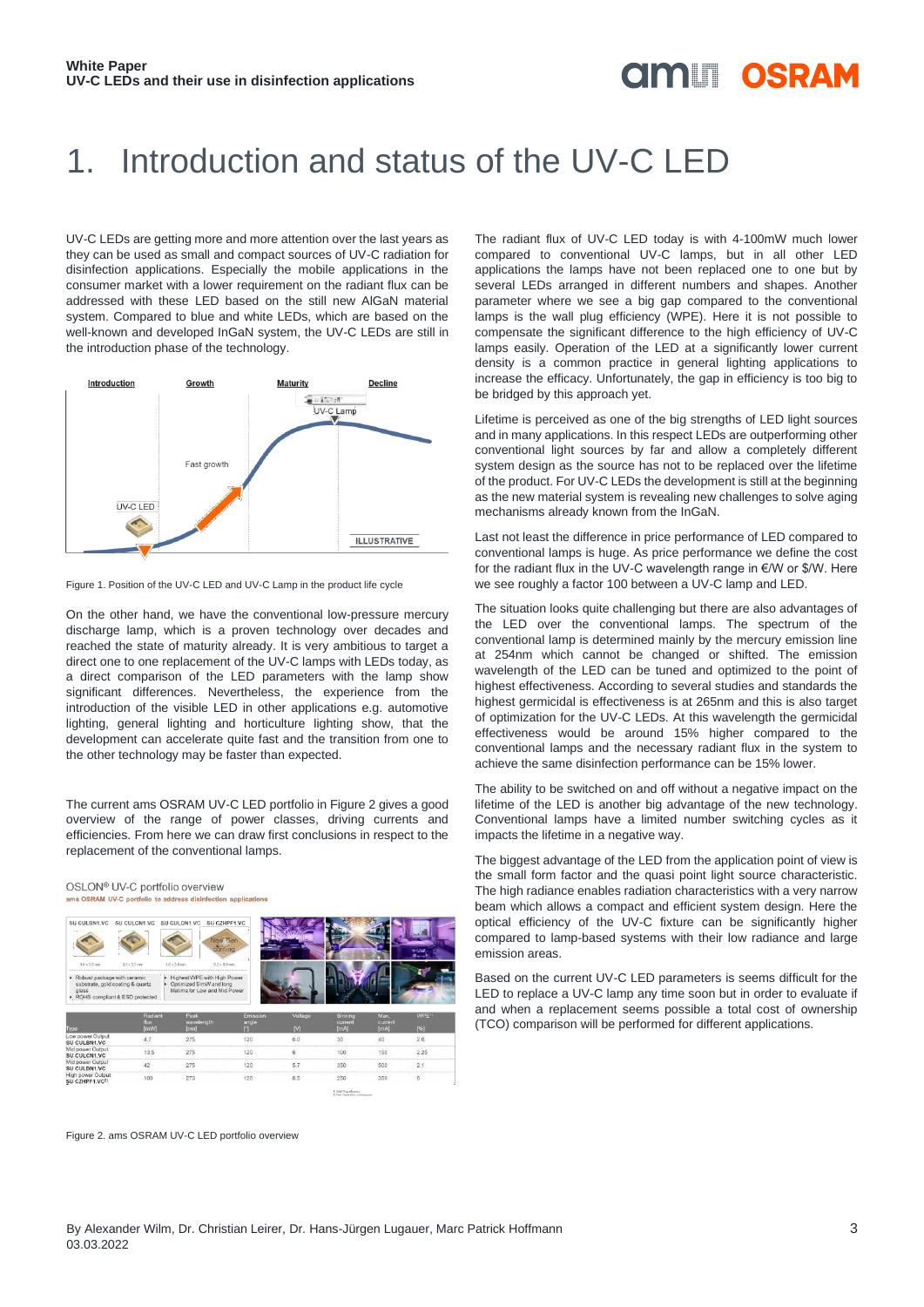# 1. Introduction and status of the UV-C LED

UV-C LEDs are getting more and more attention over the last years as they can be used as small and compact sources of UV-C radiation for disinfection applications. Especially the mobile applications in the consumer market with a lower requirement on the radiant flux can be addressed with these LEDs based on the still new AlGaN material system. Compared to blue and white LEDs, which are based on the well-known and developed InGaN system, the UV-C LEDs are still in the introduction phase of the technology.

Figure 1. Position of the UV-C LED and UV-C Lamp in the product life cycle

On the other hand, we have the conventional low-pressure mercury discharge lamp, which is a proven technology over decades and reached the state of maturity already. It is very ambitious to target a direct one to one replacement of the UV-C lamps with LEDs today, as a direct comparison of the LED parameters with the lamp show significant differences. Nevertheless, the experience from the introduction of the visible LED in other applications e.g. automotive lighting, general lighting and horticulture lighting show, that the development can accelerate quite fast and the transition from one to the other technology may be faster than expected.

The current ams OSRAM UV-C LED portfolio in Figure 2 gives a good overview of the range of power classes, driving currents and efficiencies. From here we can draw first conclusions in respect to the replacement of the conventional lamps.

Figure 2. ams OSRAM UV-C LED portfolio overview

The radiant flux of UV-C LED today is with 4-100mW much lower compared to conventional UV-C lamps, but in all other LED applications the lamps have not been replaced one to one but by several LEDs arranged in different numbers and shapes. Another parameter where we see a big gap compared to the conventional lamps is the wall plug efficiency (WPE). Here it is not possible to compensate the significant difference to the high efficiency of UV-C lamps easily. Operation of the LED at a significantly lower current density is a common practice in general lighting applications to increase the efficacy. Unfortunately, the gap in efficiency is too big to be bridged by this approach yet.

Lifetime is perceived as one of the big strengths of LED light sources and in many applications. In this respect LEDs are outperforming other conventional light sources by far and allow a completely different system design as the source has not to be replaced over the lifetime of the product. For UV-C LEDs the development is still at the beginning as the new material system is revealing new challenges to solve aging mechanisms already known from the InGaN.

Last not least the difference in price performance of LED compared to conventional lamps is huge. As price performance we define the cost for the radiant flux in the UV-C wavelength range in €/W or $/W. Here we see roughly a factor 100 between a UV-C lamp and LED.

The situation looks quite challenging but there are also advantages of the LED over the conventional lamps. The spectrum of the conventional lamp is determined mainly by the mercury emission line at 254nm which cannot be changed or shifted. The emission wavelength of the LED can be tuned and optimized to the point of highest effectiveness. According to several studies and standards the highest germicidal is effectiveness is at 265nm and this is also target of optimization for the UV-C LEDs. At this wavelength the germicidal effectiveness would be around 15% higher compared to the conventional lamps and the necessary radiant flux in the system to achieve the same disinfection performance can be 15% lower.

The ability to be switched on and off without a negative impact on the lifetime of the LED is another big advantage of the new technology. Conventional lamps have a limited number switching cycles as it impacts the lifetime in a negative way.

The biggest advantage of the LED from the application point of view is the small form factor and the quasi point light source characteristic. The high radiance enables radiation characteristics with a very narrow beam which allows a compact and efficient system design. Here the optical efficiency of the UV-C fixture can be significantly higher compared to lamp-based systems with their low radiance and large emission areas.

Based on the current UV-C LED parameters is seems difficult for the LED to replace a UV-C lamp any time soon but in order to evaluate if and when a replacement seems possible a total cost of ownership (TCO) comparison will be performed for different applications.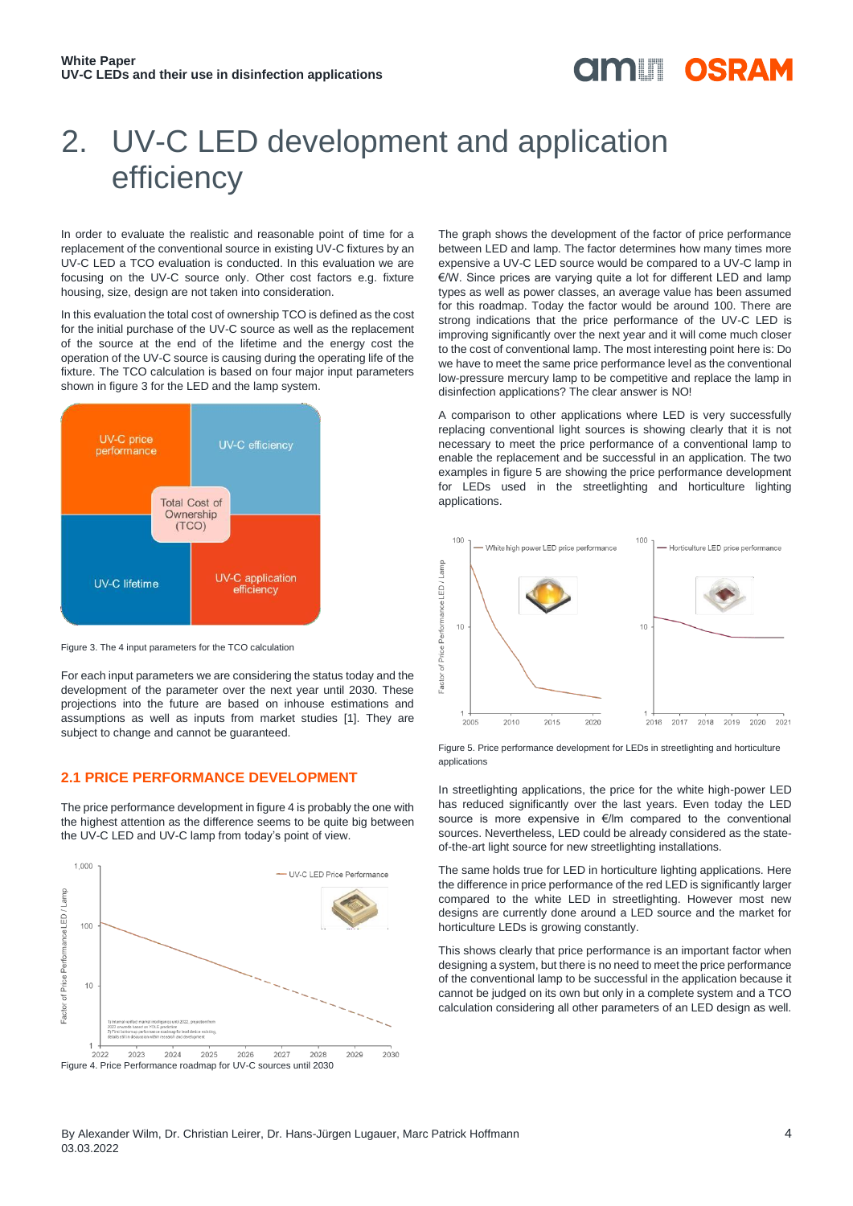# 2. UV-C LED development and application efficiency

In order to evaluate the realistic and reasonable point of time for a replacement of the conventional source in existing UV-C fixtures by an UV-C LED a TCO evaluation is conducted. In this evaluation we are focusing on the UV-C source only. Other cost factors e.g. fixture housing, size, design are not taken into consideration.

In this evaluation the total cost of ownership TCO is defined as the cost for the initial purchase of the UV-C source as well as the replacement of the source at the end of the lifetime and the energy cost the operation of the UV-C source is causing during the operating life of the fixture. The TCO calculation is based on four major input parameters shown in figure 3 for the LED and the lamp system.

Figure 3. The 4 input parameters for the TCO calculation

For each input parameters we are considering the status today and the development of the parameter over the next year until 2030. These projections into the future are based on inhouse estimations and assumptions as well as inputs from market studies [1]. They are subject to change and cannot be guaranteed.

## 2.1 PRICE PERFORMANCE DEVELOPMENT

The price performance development in figure 4 is probably the one with the highest attention as the difference seems to be quite big between the UV-C LED and UV-C lamp from today's point of view.

Figure 4. Price Performance roadmap for UV-C sources until 2030

The graph shows the development of the factor of price performance between LED and lamp. The factor determines how many times more expensive a UV-C LED source would be compared to a UV-C lamp in €/W. Since prices are varying quite a lot for different LED and lamp types as well as power classes, an average value has been assumed for this roadmap. Today the factor would be around 100. There are strong indications that the price performance of the UV-C LED is improving significantly over the next year and it will come much closer to the cost of conventional lamp. The most interesting point here is: Do we have to meet the same price performance level as the conventional low-pressure mercury lamp to be competitive and replace the lamp in disinfection applications? The clear answer is NO!

A comparison to other applications where LED is very successfully replacing conventional light sources is showing clearly that it is not necessary to meet the price performance of a conventional lamp to enable the replacement and be successful in an application. The two examples in figure 5 are showing the price performance development for LEDs used in the streetlighting and horticulture lighting applications.

Figure 5. Price performance development for LEDs in streetlighting and horticulture applications

In streetlighting applications, the price for the white high-power LED has reduced significantly over the last years. Even today the LED source is more expensive in €/lm compared to the conventional sources. Nevertheless, LED could be already considered as the state-of-the-art light source for new streetlighting installations.

The same holds true for LED in horticulture lighting applications. Here the difference in price performance of the red LED is significantly larger compared to the white LED in streetlighting. However most new designs are currently done around a LED source and the market for horticulture LEDs is growing constantly.

This shows clearly that price performance is an important factor when designing a system, but there is no need to meet the price performance of the conventional lamp to be successful in the application because it cannot be judged on its own but only in a complete system and a TCO calculation considering all other parameters of an LED design as well.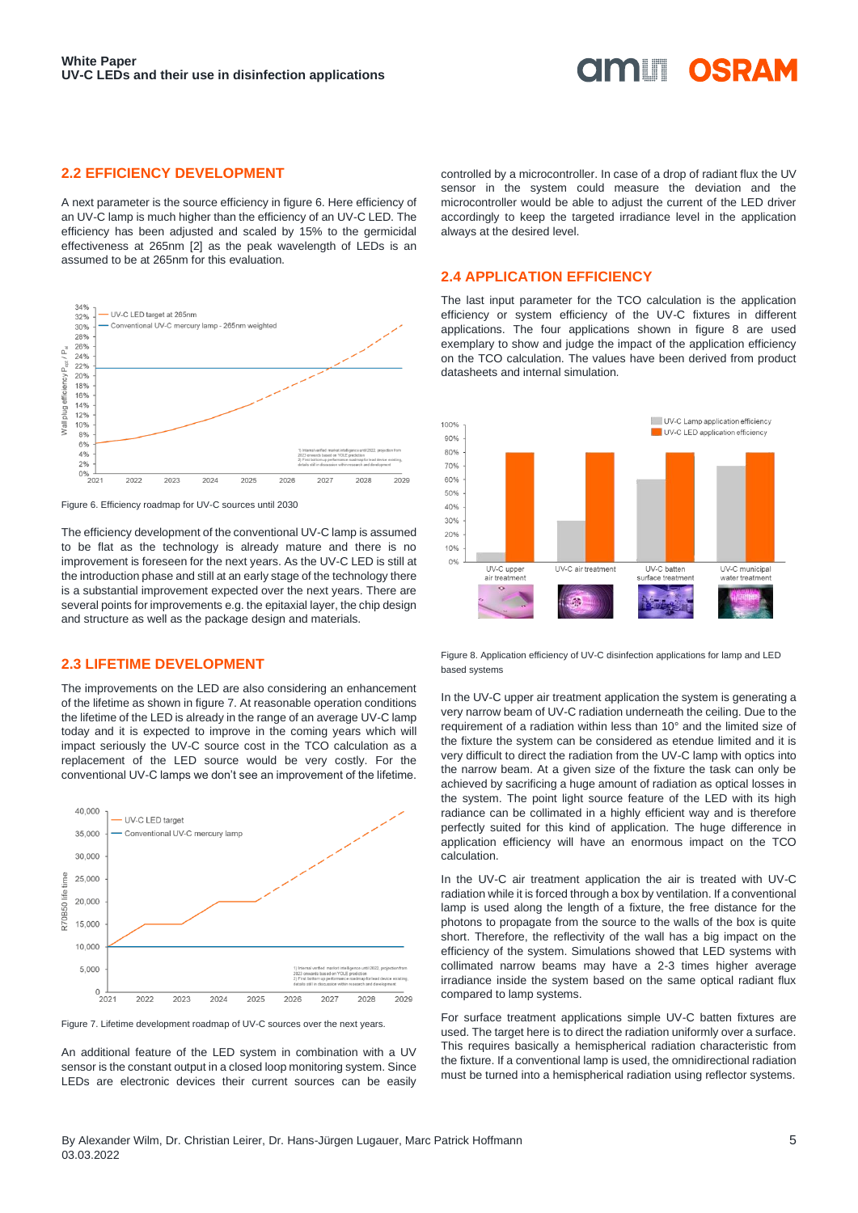## 2.2 EFFICIENCY DEVELOPMENT

A next parameter is the source efficiency in figure 6. Here efficiency of an UV-C lamp is much higher than the efficiency of an UV-C LED. The efficiency has been adjusted and scaled by 15% to the germicidal effectiveness at 265nm [2] as the peak wavelength of LEDs is an assumed to be at 265nm for this evaluation.

Figure 6. Efficiency roadmap for UV-C sources until 2030

The efficiency development of the conventional UV-C lamp is assumed to be flat as the technology is already mature and there is no improvement is foreseen for the next years. As the UV-C LED is still at the introduction phase and still at an early stage of the technology there is a substantial improvement expected over the next years. There are several points for improvements e.g. the epitaxial layer, the chip design and structure as well as the package design and materials.

## 2.3 LIFETIME DEVELOPMENT

The improvements on the LED are also considering an enhancement of the lifetime as shown in figure 7. At reasonable operation conditions the lifetime of the LED is already in the range of an average UV-C lamp today and it is expected to improve in the coming years which will impact seriously the UV-C source cost in the TCO calculation as a replacement of the LED source would be very costly. For the conventional UV-C lamps we don't see an improvement of the lifetime.

Figure 7. Lifetime development roadmap of UV-C sources over the next years.

An additional feature of the LED system in combination with a UV sensor is the constant output in a closed loop monitoring system. Since LEDs are electronic devices their current sources can be easily controlled by a microcontroller. In case of a drop of radiant flux the UV sensor in the system could measure the deviation and the microcontroller would be able to adjust the current of the LED driver accordingly to keep the targeted irradiance level in the application always at the desired level.

## 2.4 APPLICATION EFFICIENCY

The last input parameter for the TCO calculation is the application efficiency or system efficiency of the UV-C fixtures in different applications. The four applications shown in figure 8 are used exemplary to show and judge the impact of the application efficiency on the TCO calculation. The values have been derived from product datasheets and internal simulation.

Figure 8. Application efficiency of UV-C disinfection applications for lamp and LED based systems

In the UV-C upper air treatment application the system is generating a very narrow beam of UV-C radiation underneath the ceiling. Due to the requirement of a radiation within less than 10° and the limited size of the fixture the system can be considered as etendue limited and it is very difficult to direct the radiation from the UV-C lamp with optics into the narrow beam. At a given size of the fixture the task can only be achieved by sacrificing a huge amount of radiation as optical losses in the system. The point light source feature of the LED with its high radiance can be collimated in a highly efficient way and is therefore perfectly suited for this kind of application. The huge difference in application efficiency will have an enormous impact on the TCO calculation.

In the UV-C air treatment application the air is treated with UV-C radiation while it is forced through a box by ventilation. If a conventional lamp is used along the length of a fixture, the free distance for the photons to propagate from the source to the walls of the box is quite short. Therefore, the reflectivity of the wall has a big impact on the efficiency of the system. Simulations showed that LED systems with collimated narrow beams may have a 2-3 times higher average irradiance inside the system based on the same optical radiant flux compared to lamp systems.

For surface treatment applications simple UV-C batten fixtures are used. The target here is to direct the radiation uniformly over a surface. This requires basically a hemispherical radiation characteristic from the fixture. If a conventional lamp is used, the omnidirectional radiation must be turned into a hemispherical radiation using reflector systems.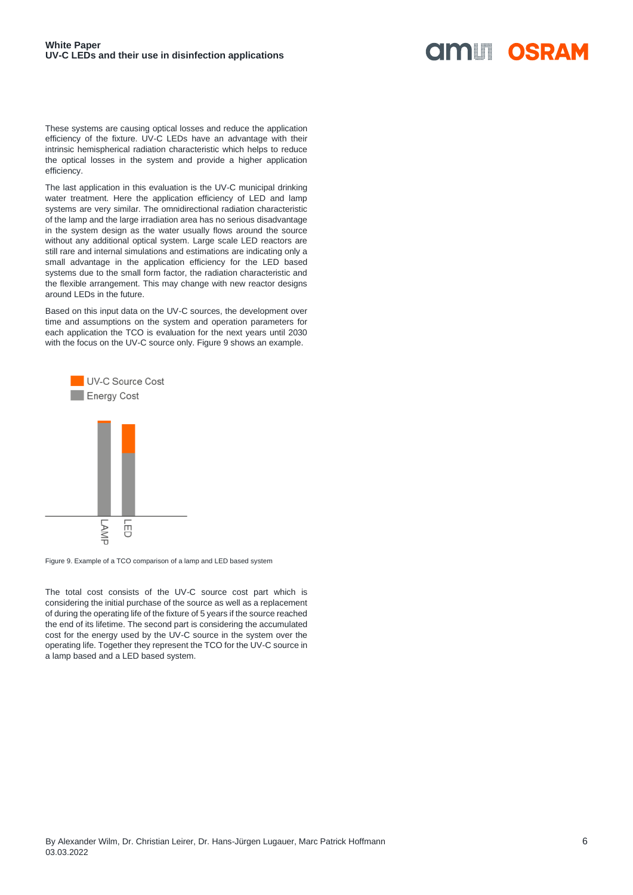These systems are causing optical losses and reduce the application efficiency of the fixture. UV-C LEDs have an advantage with their intrinsic hemispherical radiation characteristic which helps to reduce the optical losses in the system and provide a higher application efficiency.

The last application in this evaluation is the UV-C municipal drinking water treatment. Here the application efficiency of LED and lamp systems are very similar. The omnidirectional radiation characteristic of the lamp and the large irradiation area has no serious disadvantage in the system design as the water usually flows around the source without any additional optical system. Large scale LED reactors are still rare and internal simulations and estimations are indicating only a small advantage in the application efficiency for the LED based systems due to the small form factor, the radiation characteristic and the flexible arrangement. This may change with new reactor designs around LEDs in the future.

Based on this input data on the UV-C sources, the development over time and assumptions on the system and operation parameters for each application the TCO is evaluation for the next years until 2030 with the focus on the UV-C source only. Figure 9 shows an example.

UV-C Source Cost
Energy Cost

LAMP LED

Figure 9. Example of a TCO comparison of a lamp and LED based system

The total cost consists of the UV-C source cost part which is considering the initial purchase of the source as well as a replacement of during the operating life of the fixture of 5 years if the source reached the end of its lifetime. The second part is considering the accumulated cost for the energy used by the UV-C source in the system over the operating life. Together they represent the TCO for the UV-C source in a lamp based and a LED based system.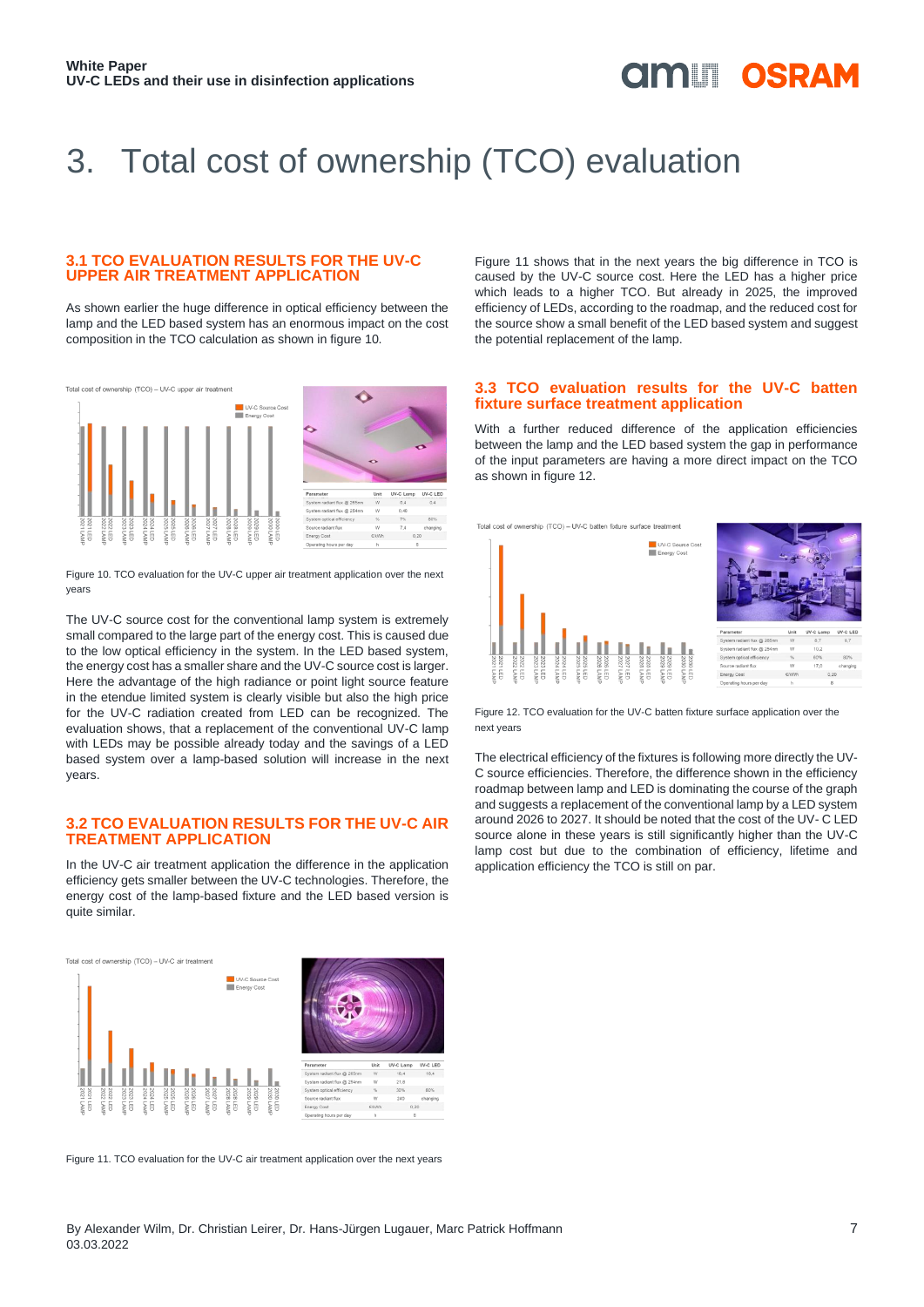# 3. Total cost of ownership (TCO) evaluation

## 3.1 TCO EVALUATION RESULTS FOR THE UV-C UPPER AIR TREATMENT APPLICATION

As shown earlier the huge difference in optical efficiency between the lamp and the LED based system has an enormous impact on the cost composition in the TCO calculation as shown in figure 10.

| Parameter | Unit | UV-C Lamp | UV-C LED |
|---|---|---|---|
| System radiant flux @ 265nm | W | 0,4 | 0,4 |
| System radiant flux @ 254nm | W | 0,46 | |
| System optical efficiency | % | 7% | 80% |
| Source radiant flux | W | 7,4 | changing |
| Energy Cost | €/kWh | 0,20 | |
| Operating hours per day | h | 8 | |

Figure 10. TCO evaluation for the UV-C upper air treatment application over the next years

The UV-C source cost for the conventional lamp system is extremely small compared to the large part of the energy cost. This is caused due to the low optical efficiency in the system. In the LED based system, the energy cost has a smaller share and the UV-C source cost is larger. Here the advantage of the high radiance or point light source feature in the etendue limited system is clearly visible but also the high price for the UV-C radiation created from LED can be recognized. The evaluation shows, that a replacement of the conventional UV-C lamp with LEDs may be possible already today and the savings of a LED based system over a lamp-based solution will increase in the next years.

## 3.2 TCO EVALUATION RESULTS FOR THE UV-C AIR TREATMENT APPLICATION

In the UV-C air treatment application the difference in the application efficiency gets smaller between the UV-C technologies. Therefore, the energy cost of the lamp-based fixture and the LED based version is quite similar.

| Parameter | Unit | UV-C Lamp | UV-C LED |
|---|---|---|---|
| System radiant flux @ 265nm | W | 16,4 | 16,4 |
| System radiant flux @ 254nm | W | 21,8 | |
| System optical efficiency | % | 30% | 80% |
| Source radiant flux | W | 240 | changing |
| Energy Cost | €/kWh | 0,20 | |
| Operating hours per day | h | 8 | |

Figure 11. TCO evaluation for the UV-C air treatment application over the next years

Figure 11 shows that in the next years the big difference in TCO is caused by the UV-C source cost. Here the LED has a higher price which leads to a higher TCO. But already in 2025, the improved efficiency of LEDs, according to the roadmap, and the reduced cost for the source show a small benefit of the LED based system and suggest the potential replacement of the lamp.

## 3.3 TCO evaluation results for the UV-C batten fixture surface treatment application

With a further reduced difference of the application efficiencies between the lamp and the LED based system the gap in performance of the input parameters are having a more direct impact on the TCO as shown in figure 12.

| Parameter | Unit | UV-C Lamp | UV-C LED |
|---|---|---|---|
| System radiant flux @ 265nm | W | 8,7 | 8,7 |
| System radiant flux @ 254nm | W | 10,2 | |
| System optical efficiency | % | 60% | 80% |
| Source radiant flux | W | 17,0 | changing |
| Energy Cost | €/kWh | 0,20 | |
| Operating hours per day | h | 8 | |

Figure 12. TCO evaluation for the UV-C batten fixture surface application over the next years

The electrical efficiency of the fixtures is following more directly the UV-C source efficiencies. Therefore, the difference shown in the efficiency roadmap between lamp and LED is dominating the course of the graph and suggests a replacement of the conventional lamp by a LED system around 2026 to 2027. It should be noted that the cost of the UV- C LED source alone in these years is still significantly higher than the UV-C lamp cost but due to the combination of efficiency, lifetime and application efficiency the TCO is still on par.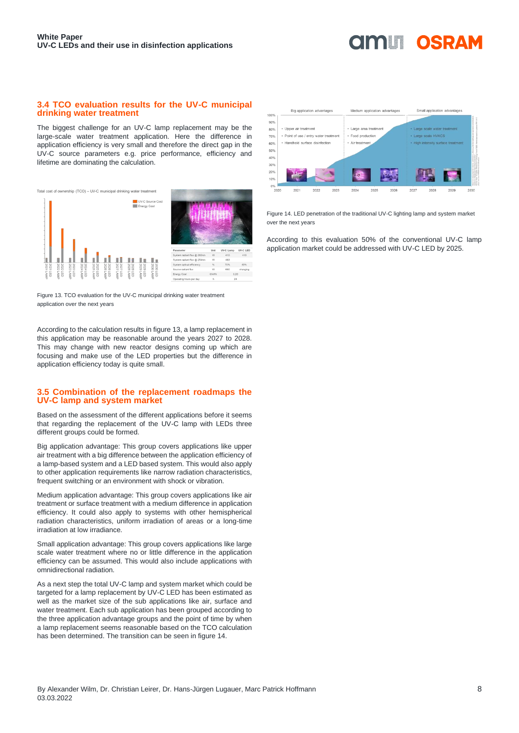## 3.4 TCO evaluation results for the UV-C municipal drinking water treatment

The biggest challenge for an UV-C lamp replacement may be the large-scale water treatment application. Here the difference in application efficiency is very small and therefore the direct gap in the UV-C source parameters e.g. price performance, efficiency and lifetime are dominating the calculation.

| Parameter | Unit | UV-C Lamp | UV-C LED |
|---|---|---|---|
| System radiant flux @ 265nm | W | 410 | 410 |
| System radiant flux @ 254nm | W | 483 | |
| System optical efficiency | % | 70% | 80% |
| Source radiant flux | W | 660 | changing |
| Energy Cost | €/kWh | 0.20 | |
| Operating hours per day | h | 24 | |

Figure 13. TCO evaluation for the UV-C municipal drinking water treatment application over the next years

According to the calculation results in figure 13, a lamp replacement in this application may be reasonable around the years 2027 to 2028. This may change with new reactor designs coming up which are focusing and make use of the LED properties but the difference in application efficiency today is quite small.

## 3.5 Combination of the replacement roadmaps the UV-C lamp and system market

Based on the assessment of the different applications before it seems that regarding the replacement of the UV-C lamp with LEDs three different groups could be formed.

Big application advantage: This group covers applications like upper air treatment with a big difference between the application efficiency of a lamp-based system and a LED based system. This would also apply to other application requirements like narrow radiation characteristics, frequent switching or an environment with shock or vibration.

Medium application advantage: This group covers applications like air treatment or surface treatment with a medium difference in application efficiency. It could also apply to systems with other hemispherical radiation characteristics, uniform irradiation of areas or a long-time irradiation at low irradiance.

Small application advantage: This group covers applications like large scale water treatment where no or little difference in the application efficiency can be assumed. This would also include applications with omnidirectional radiation.

As a next step the total UV-C lamp and system market which could be targeted for a lamp replacement by UV-C LED has been estimated as well as the market size of the sub applications like air, surface and water treatment. Each sub application has been grouped according to the three application advantage groups and the point of time by when a lamp replacement seems reasonable based on the TCO calculation has been determined. The transition can be seen in figure 14.

Figure 14. LED penetration of the traditional UV-C lighting lamp and system market over the next years

According to this evaluation 50% of the conventional UV-C lamp application market could be addressed with UV-C LED by 2025.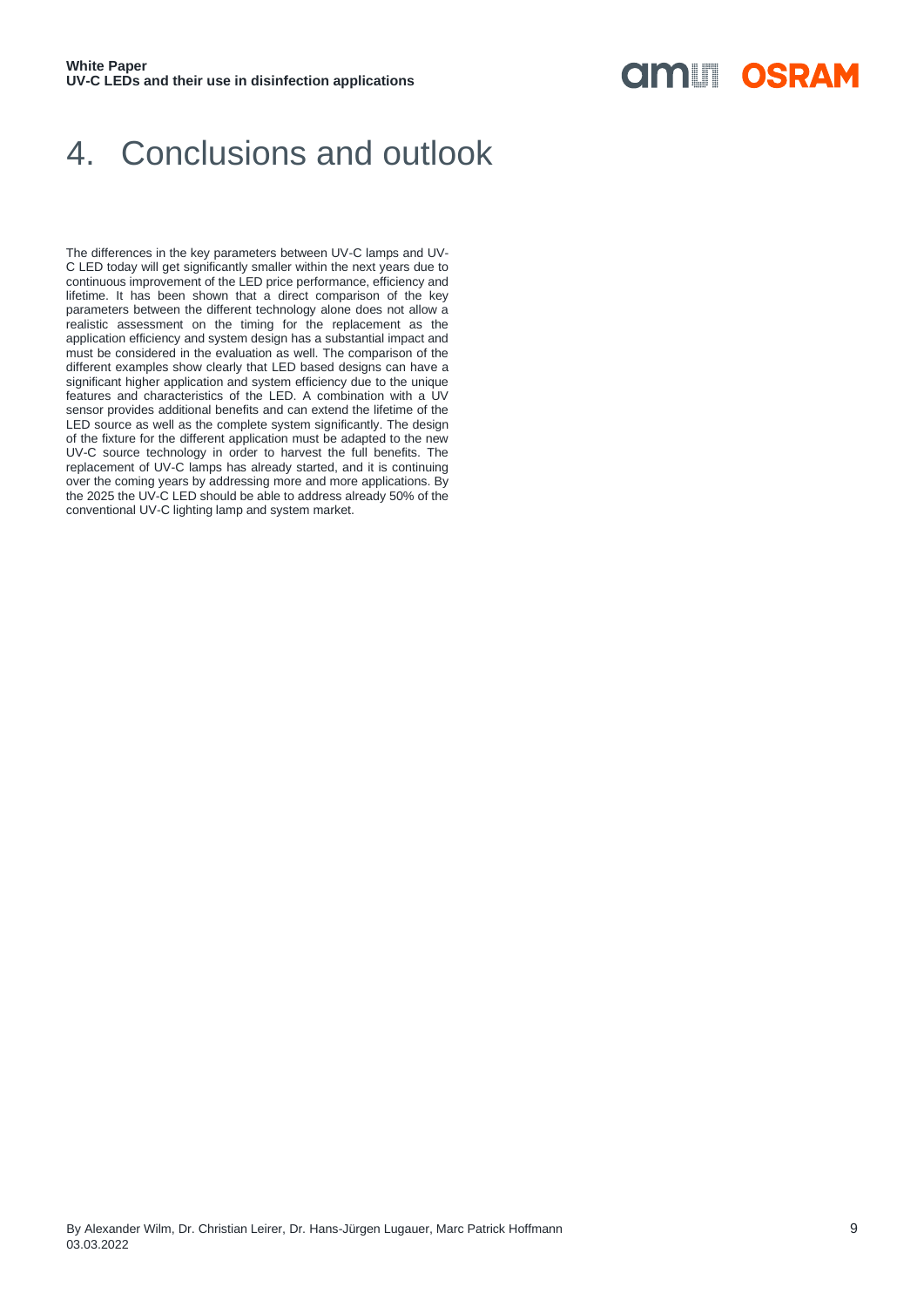# 4. Conclusions and outlook

The differences in the key parameters between UV-C lamps and UV-C LED today will get significantly smaller within the next years due to continuous improvement of the LED price performance, efficiency and lifetime. It has been shown that a direct comparison of the key parameters between the different technology alone does not allow a realistic assessment on the timing for the replacement as the application efficiency and system design has a substantial impact and must be considered in the evaluation as well. The comparison of the different examples show clearly that LED based designs can have a significant higher application and system efficiency due to the unique features and characteristics of the LED. A combination with a UV sensor provides additional benefits and can extend the lifetime of the LED source as well as the complete system significantly. The design of the fixture for the different application must be adapted to the new UV-C source technology in order to harvest the full benefits. The replacement of UV-C lamps has already started, and it is continuing over the coming years by addressing more and more applications. By the 2025 the UV-C LED should be able to address already 50% of the conventional UV-C lighting lamp and system market.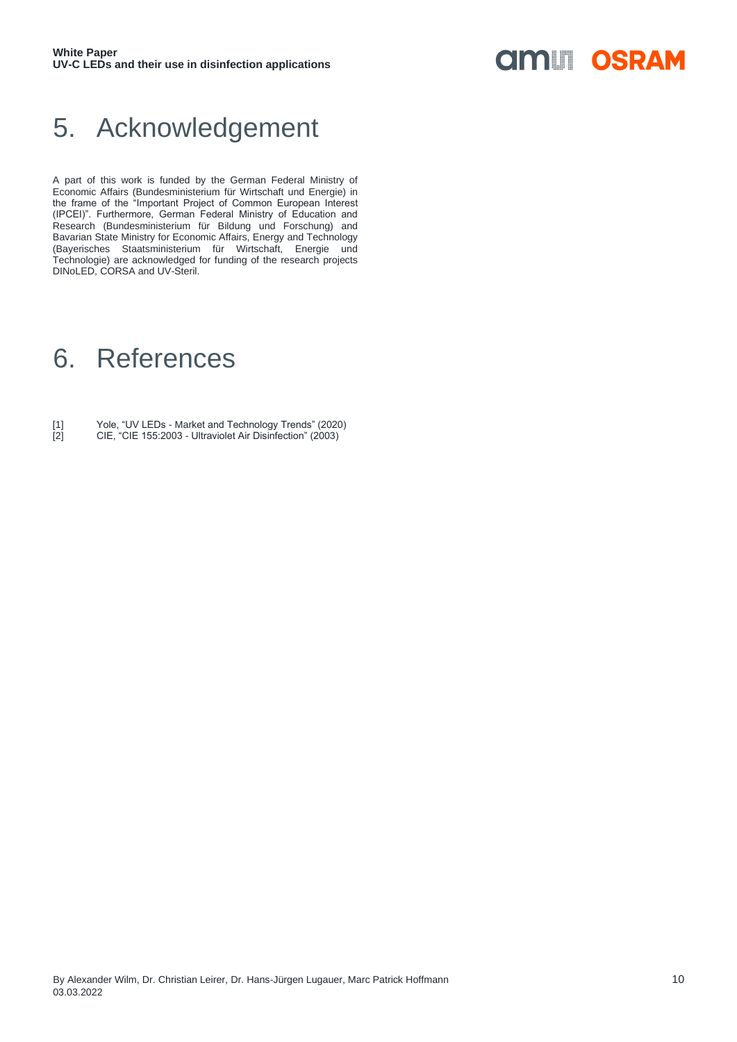# 5. Acknowledgement

A part of this work is funded by the German Federal Ministry of Economic Affairs (Bundesministerium für Wirtschaft und Energie) in the frame of the "Important Project of Common European Interest (IPCEI)". Furthermore, German Federal Ministry of Education and Research (Bundesministerium für Bildung und Forschung) and Bavarian State Ministry for Economic Affairs, Energy and Technology (Bayerisches Staatsministerium für Wirtschaft, Energie und Technologie) are acknowledged for funding of the research projects DINoLED, CORSA and UV-Steril.

# 6. References

[1] Yole, "UV LEDs - Market and Technology Trends" (2020)
[2] CIE, "CIE 155:2003 - Ultraviolet Air Disinfection" (2003)